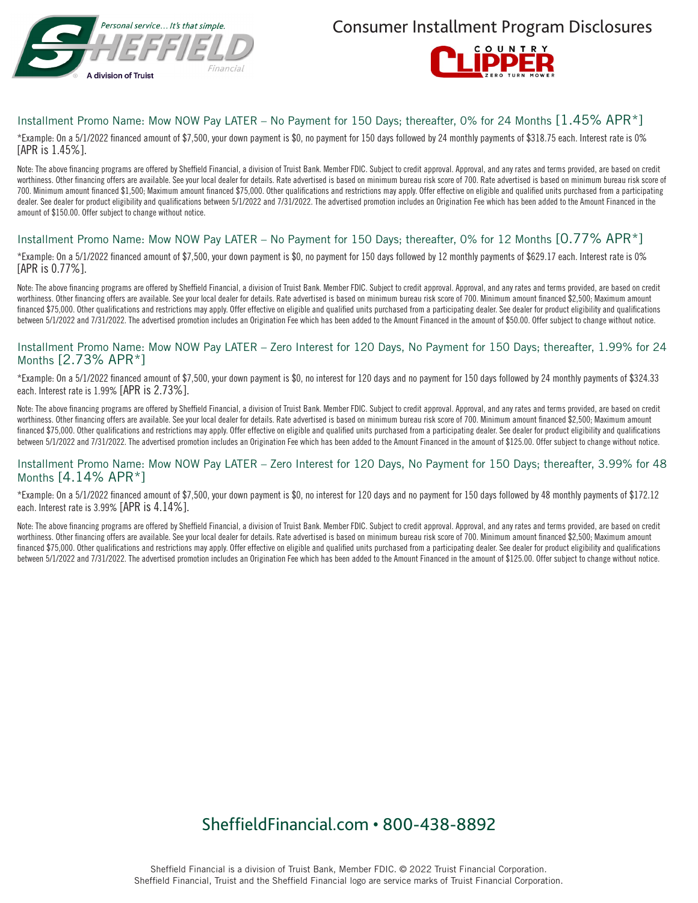Personal service... It's that simple.

SHEFFIELD Financial

A division of Truist

# Consumer Installment Program Disclosures

COUNTRY CLIPPER ZERO TURN MOWER

## Installment Promo Name: Mow NOW Pay LATER – No Payment for 150 Days; thereafter, 0% for 24 Months [1.45% APR*]

*Example: On a 5/1/2022 financed amount of $7,500, your down payment is $0, no payment for 150 days followed by 24 monthly payments of $318.75 each. Interest rate is 0% [APR is 1.45%].

Note: The above financing programs are offered by Sheffield Financial, a division of Truist Bank. Member FDIC. Subject to credit approval. Approval, and any rates and terms provided, are based on credit worthiness. Other financing offers are available. See your local dealer for details. Rate advertised is based on minimum bureau risk score of 700. Rate advertised is based on minimum bureau risk score of 700. Minimum amount financed $1,500; Maximum amount financed $75,000. Other qualifications and restrictions may apply. Offer effective on eligible and qualified units purchased from a participating dealer. See dealer for product eligibility and qualifications between 5/1/2022 and 7/31/2022. The advertised promotion includes an Origination Fee which has been added to the Amount Financed in the amount of $150.00. Offer subject to change without notice.

## Installment Promo Name: Mow NOW Pay LATER – No Payment for 150 Days; thereafter, 0% for 12 Months [0.77% APR*]

*Example: On a 5/1/2022 financed amount of $7,500, your down payment is $0, no payment for 150 days followed by 12 monthly payments of $629.17 each. Interest rate is 0% [APR is 0.77%].

Note: The above financing programs are offered by Sheffield Financial, a division of Truist Bank. Member FDIC. Subject to credit approval. Approval, and any rates and terms provided, are based on credit worthiness. Other financing offers are available. See your local dealer for details. Rate advertised is based on minimum bureau risk score of 700. Minimum amount financed $2,500; Maximum amount financed $75,000. Other qualifications and restrictions may apply. Offer effective on eligible and qualified units purchased from a participating dealer. See dealer for product eligibility and qualifications between 5/1/2022 and 7/31/2022. The advertised promotion includes an Origination Fee which has been added to the Amount Financed in the amount of $50.00. Offer subject to change without notice.

## Installment Promo Name: Mow NOW Pay LATER – Zero Interest for 120 Days, No Payment for 150 Days; thereafter, 1.99% for 24 Months [2.73% APR*]

*Example: On a 5/1/2022 financed amount of $7,500, your down payment is $0, no interest for 120 days and no payment for 150 days followed by 24 monthly payments of $324.33 each. Interest rate is 1.99% [APR is 2.73%].

Note: The above financing programs are offered by Sheffield Financial, a division of Truist Bank. Member FDIC. Subject to credit approval. Approval, and any rates and terms provided, are based on credit worthiness. Other financing offers are available. See your local dealer for details. Rate advertised is based on minimum bureau risk score of 700. Minimum amount financed $2,500; Maximum amount financed $75,000. Other qualifications and restrictions may apply. Offer effective on eligible and qualified units purchased from a participating dealer. See dealer for product eligibility and qualifications between 5/1/2022 and 7/31/2022. The advertised promotion includes an Origination Fee which has been added to the Amount Financed in the amount of $125.00. Offer subject to change without notice.

## Installment Promo Name: Mow NOW Pay LATER – Zero Interest for 120 Days, No Payment for 150 Days; thereafter, 3.99% for 48 Months [4.14% APR*]

*Example: On a 5/1/2022 financed amount of $7,500, your down payment is $0, no interest for 120 days and no payment for 150 days followed by 48 monthly payments of $172.12 each. Interest rate is 3.99% [APR is 4.14%].

Note: The above financing programs are offered by Sheffield Financial, a division of Truist Bank. Member FDIC. Subject to credit approval. Approval, and any rates and terms provided, are based on credit worthiness. Other financing offers are available. See your local dealer for details. Rate advertised is based on minimum bureau risk score of 700. Minimum amount financed $2,500; Maximum amount financed $75,000. Other qualifications and restrictions may apply. Offer effective on eligible and qualified units purchased from a participating dealer. See dealer for product eligibility and qualifications between 5/1/2022 and 7/31/2022. The advertised promotion includes an Origination Fee which has been added to the Amount Financed in the amount of $125.00. Offer subject to change without notice.

SheffieldFinancial.com • 800-438-8892

Sheffield Financial is a division of Truist Bank, Member FDIC. © 2022 Truist Financial Corporation.
Sheffield Financial, Truist and the Sheffield Financial logo are service marks of Truist Financial Corporation.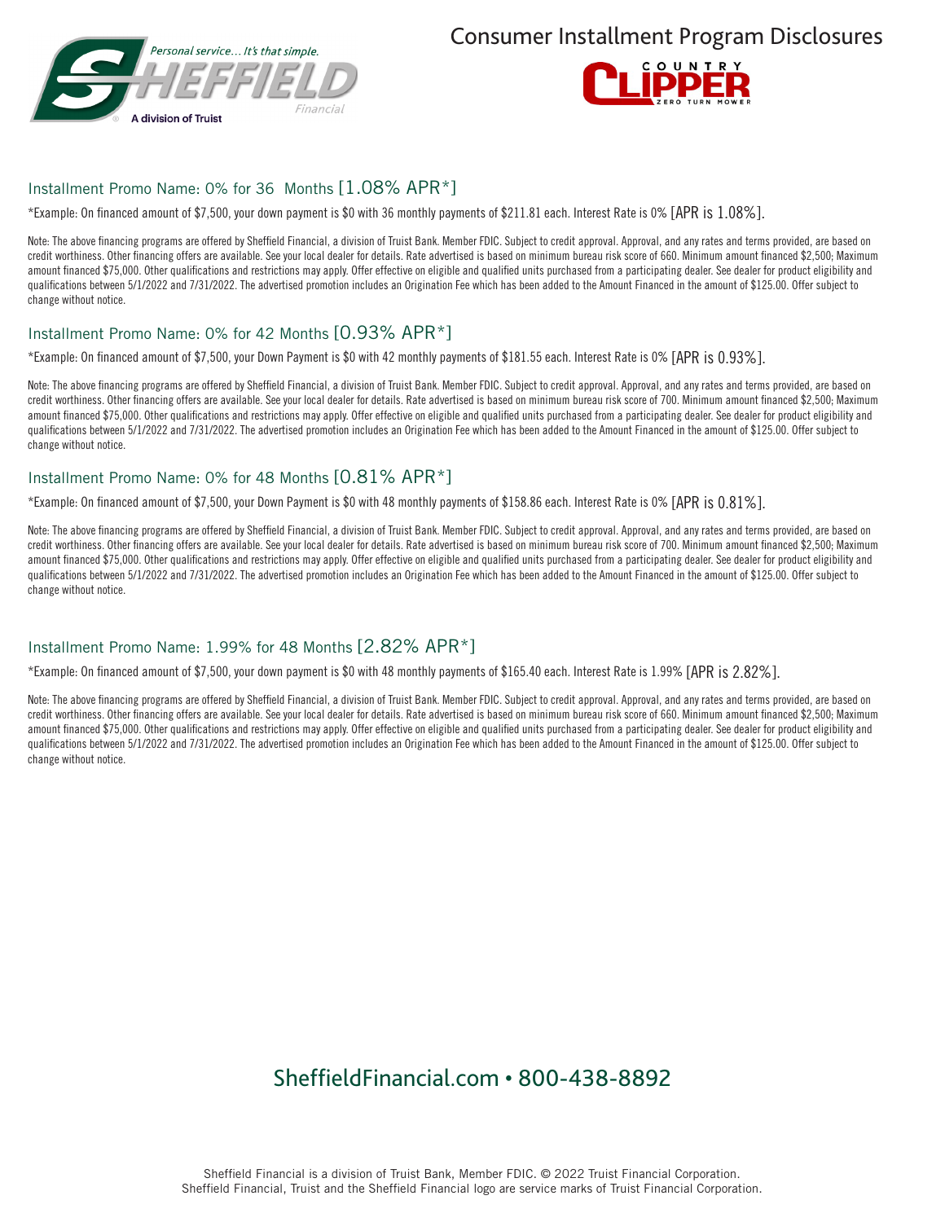Personal service... It's that simple.

A division of Truist

# Consumer Installment Program Disclosures

## Installment Promo Name: 0% for 36 Months [1.08% APR*]

*Example: On financed amount of $7,500, your down payment is $0 with 36 monthly payments of $211.81 each. Interest Rate is 0% [APR is 1.08%].

Note: The above financing programs are offered by Sheffield Financial, a division of Truist Bank. Member FDIC. Subject to credit approval. Approval, and any rates and terms provided, are based on credit worthiness. Other financing offers are available. See your local dealer for details. Rate advertised is based on minimum bureau risk score of 660. Minimum amount financed $2,500; Maximum amount financed $75,000. Other qualifications and restrictions may apply. Offer effective on eligible and qualified units purchased from a participating dealer. See dealer for product eligibility and qualifications between 5/1/2022 and 7/31/2022. The advertised promotion includes an Origination Fee which has been added to the Amount Financed in the amount of $125.00. Offer subject to change without notice.

## Installment Promo Name: 0% for 42 Months [0.93% APR*]

*Example: On financed amount of $7,500, your Down Payment is $0 with 42 monthly payments of $181.55 each. Interest Rate is 0% [APR is 0.93%].

Note: The above financing programs are offered by Sheffield Financial, a division of Truist Bank. Member FDIC. Subject to credit approval. Approval, and any rates and terms provided, are based on credit worthiness. Other financing offers are available. See your local dealer for details. Rate advertised is based on minimum bureau risk score of 700. Minimum amount financed $2,500; Maximum amount financed $75,000. Other qualifications and restrictions may apply. Offer effective on eligible and qualified units purchased from a participating dealer. See dealer for product eligibility and qualifications between 5/1/2022 and 7/31/2022. The advertised promotion includes an Origination Fee which has been added to the Amount Financed in the amount of $125.00. Offer subject to change without notice.

## Installment Promo Name: 0% for 48 Months [0.81% APR*]

*Example: On financed amount of $7,500, your Down Payment is $0 with 48 monthly payments of $158.86 each. Interest Rate is 0% [APR is 0.81%].

Note: The above financing programs are offered by Sheffield Financial, a division of Truist Bank. Member FDIC. Subject to credit approval. Approval, and any rates and terms provided, are based on credit worthiness. Other financing offers are available. See your local dealer for details. Rate advertised is based on minimum bureau risk score of 700. Minimum amount financed $2,500; Maximum amount financed $75,000. Other qualifications and restrictions may apply. Offer effective on eligible and qualified units purchased from a participating dealer. See dealer for product eligibility and qualifications between 5/1/2022 and 7/31/2022. The advertised promotion includes an Origination Fee which has been added to the Amount Financed in the amount of $125.00. Offer subject to change without notice.

## Installment Promo Name: 1.99% for 48 Months [2.82% APR*]

*Example: On financed amount of $7,500, your down payment is $0 with 48 monthly payments of $165.40 each. Interest Rate is 1.99% [APR is 2.82%].

Note: The above financing programs are offered by Sheffield Financial, a division of Truist Bank. Member FDIC. Subject to credit approval. Approval, and any rates and terms provided, are based on credit worthiness. Other financing offers are available. See your local dealer for details. Rate advertised is based on minimum bureau risk score of 660. Minimum amount financed $2,500; Maximum amount financed $75,000. Other qualifications and restrictions may apply. Offer effective on eligible and qualified units purchased from a participating dealer. See dealer for product eligibility and qualifications between 5/1/2022 and 7/31/2022. The advertised promotion includes an Origination Fee which has been added to the Amount Financed in the amount of $125.00. Offer subject to change without notice.

SheffieldFinancial.com • 800-438-8892

Sheffield Financial is a division of Truist Bank, Member FDIC. © 2022 Truist Financial Corporation.
Sheffield Financial, Truist and the Sheffield Financial logo are service marks of Truist Financial Corporation.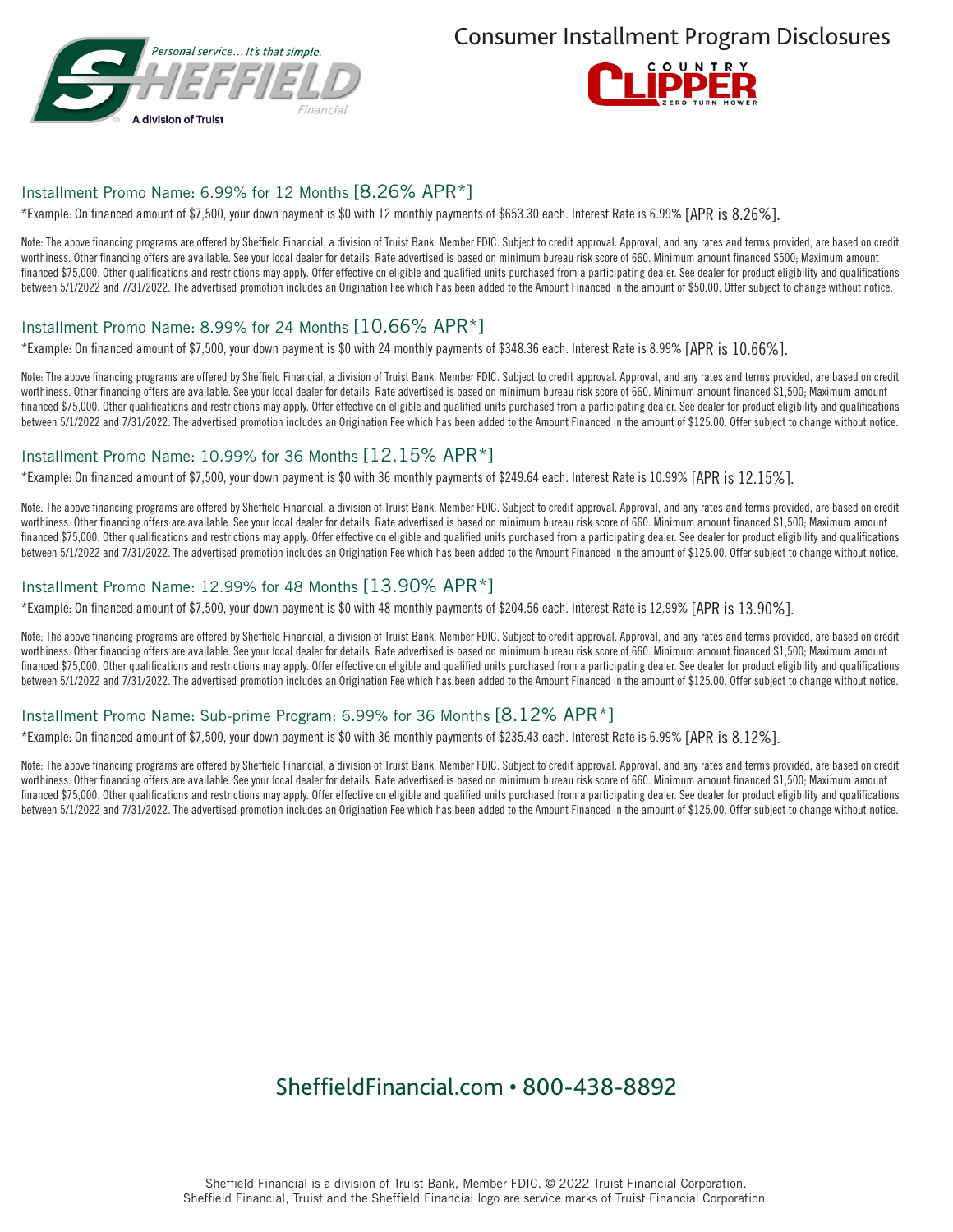Personal service… It's that simple.

SHEFFIELD Financial

A division of Truist

# Consumer Installment Program Disclosures

COUNTRY CLIPPER ZERO TURN MOWER

## Installment Promo Name: 6.99% for 12 Months [8.26% APR*]

*Example: On financed amount of $7,500, your down payment is $0 with 12 monthly payments of $653.30 each. Interest Rate is 6.99% [APR is 8.26%].

Note: The above financing programs are offered by Sheffield Financial, a division of Truist Bank. Member FDIC. Subject to credit approval. Approval, and any rates and terms provided, are based on credit worthiness. Other financing offers are available. See your local dealer for details. Rate advertised is based on minimum bureau risk score of 660. Minimum amount financed $500; Maximum amount financed $75,000. Other qualifications and restrictions may apply. Offer effective on eligible and qualified units purchased from a participating dealer. See dealer for product eligibility and qualifications between 5/1/2022 and 7/31/2022. The advertised promotion includes an Origination Fee which has been added to the Amount Financed in the amount of $50.00. Offer subject to change without notice.

## Installment Promo Name: 8.99% for 24 Months [10.66% APR*]

*Example: On financed amount of $7,500, your down payment is $0 with 24 monthly payments of $348.36 each. Interest Rate is 8.99% [APR is 10.66%].

Note: The above financing programs are offered by Sheffield Financial, a division of Truist Bank. Member FDIC. Subject to credit approval. Approval, and any rates and terms provided, are based on credit worthiness. Other financing offers are available. See your local dealer for details. Rate advertised is based on minimum bureau risk score of 660. Minimum amount financed $1,500; Maximum amount financed $75,000. Other qualifications and restrictions may apply. Offer effective on eligible and qualified units purchased from a participating dealer. See dealer for product eligibility and qualifications between 5/1/2022 and 7/31/2022. The advertised promotion includes an Origination Fee which has been added to the Amount Financed in the amount of $125.00. Offer subject to change without notice.

## Installment Promo Name: 10.99% for 36 Months [12.15% APR*]

*Example: On financed amount of $7,500, your down payment is $0 with 36 monthly payments of $249.64 each. Interest Rate is 10.99% [APR is 12.15%].

Note: The above financing programs are offered by Sheffield Financial, a division of Truist Bank. Member FDIC. Subject to credit approval. Approval, and any rates and terms provided, are based on credit worthiness. Other financing offers are available. See your local dealer for details. Rate advertised is based on minimum bureau risk score of 660. Minimum amount financed $1,500; Maximum amount financed $75,000. Other qualifications and restrictions may apply. Offer effective on eligible and qualified units purchased from a participating dealer. See dealer for product eligibility and qualifications between 5/1/2022 and 7/31/2022. The advertised promotion includes an Origination Fee which has been added to the Amount Financed in the amount of $125.00. Offer subject to change without notice.

## Installment Promo Name: 12.99% for 48 Months [13.90% APR*]

*Example: On financed amount of $7,500, your down payment is $0 with 48 monthly payments of $204.56 each. Interest Rate is 12.99% [APR is 13.90%].

Note: The above financing programs are offered by Sheffield Financial, a division of Truist Bank. Member FDIC. Subject to credit approval. Approval, and any rates and terms provided, are based on credit worthiness. Other financing offers are available. See your local dealer for details. Rate advertised is based on minimum bureau risk score of 660. Minimum amount financed $1,500; Maximum amount financed $75,000. Other qualifications and restrictions may apply. Offer effective on eligible and qualified units purchased from a participating dealer. See dealer for product eligibility and qualifications between 5/1/2022 and 7/31/2022. The advertised promotion includes an Origination Fee which has been added to the Amount Financed in the amount of $125.00. Offer subject to change without notice.

## Installment Promo Name: Sub-prime Program: 6.99% for 36 Months [8.12% APR*]

*Example: On financed amount of $7,500, your down payment is $0 with 36 monthly payments of $235.43 each. Interest Rate is 6.99% [APR is 8.12%].

Note: The above financing programs are offered by Sheffield Financial, a division of Truist Bank. Member FDIC. Subject to credit approval. Approval, and any rates and terms provided, are based on credit worthiness. Other financing offers are available. See your local dealer for details. Rate advertised is based on minimum bureau risk score of 660. Minimum amount financed $1,500; Maximum amount financed $75,000. Other qualifications and restrictions may apply. Offer effective on eligible and qualified units purchased from a participating dealer. See dealer for product eligibility and qualifications between 5/1/2022 and 7/31/2022. The advertised promotion includes an Origination Fee which has been added to the Amount Financed in the amount of $125.00. Offer subject to change without notice.

## SheffieldFinancial.com • 800-438-8892

Sheffield Financial is a division of Truist Bank, Member FDIC. © 2022 Truist Financial Corporation.
Sheffield Financial, Truist and the Sheffield Financial logo are service marks of Truist Financial Corporation.